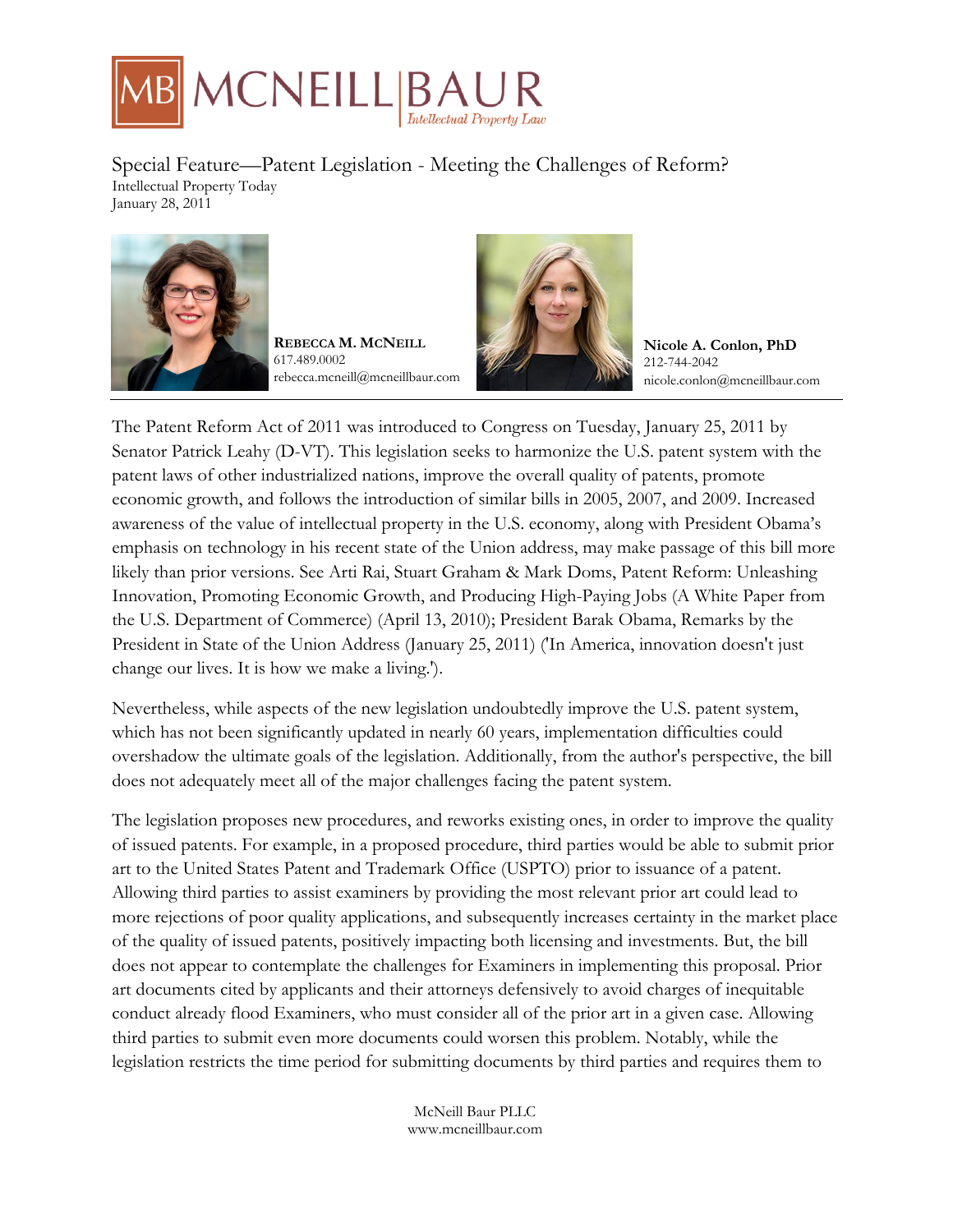MB MCNEILL | BAUR
*Intellectual Property Law*

Special Feature—Patent Legislation - Meeting the Challenges of Reform?
Intellectual Property Today
January 28, 2011

**REBECCA M. MCNEILL**
617.489.0002
rebecca.mcneill@mcneillbaur.com

**Nicole A. Conlon, PhD**
212-744-2042
nicole.conlon@mcneillbaur.com

The Patent Reform Act of 2011 was introduced to Congress on Tuesday, January 25, 2011 by Senator Patrick Leahy (D-VT). This legislation seeks to harmonize the U.S. patent system with the patent laws of other industrialized nations, improve the overall quality of patents, promote economic growth, and follows the introduction of similar bills in 2005, 2007, and 2009. Increased awareness of the value of intellectual property in the U.S. economy, along with President Obama's emphasis on technology in his recent state of the Union address, may make passage of this bill more likely than prior versions. See Arti Rai, Stuart Graham & Mark Doms, Patent Reform: Unleashing Innovation, Promoting Economic Growth, and Producing High-Paying Jobs (A White Paper from the U.S. Department of Commerce) (April 13, 2010); President Barak Obama, Remarks by the President in State of the Union Address (January 25, 2011) ('In America, innovation doesn't just change our lives. It is how we make a living.').

Nevertheless, while aspects of the new legislation undoubtedly improve the U.S. patent system, which has not been significantly updated in nearly 60 years, implementation difficulties could overshadow the ultimate goals of the legislation. Additionally, from the author's perspective, the bill does not adequately meet all of the major challenges facing the patent system.

The legislation proposes new procedures, and reworks existing ones, in order to improve the quality of issued patents. For example, in a proposed procedure, third parties would be able to submit prior art to the United States Patent and Trademark Office (USPTO) prior to issuance of a patent. Allowing third parties to assist examiners by providing the most relevant prior art could lead to more rejections of poor quality applications, and subsequently increases certainty in the market place of the quality of issued patents, positively impacting both licensing and investments. But, the bill does not appear to contemplate the challenges for Examiners in implementing this proposal. Prior art documents cited by applicants and their attorneys defensively to avoid charges of inequitable conduct already flood Examiners, who must consider all of the prior art in a given case. Allowing third parties to submit even more documents could worsen this problem. Notably, while the legislation restricts the time period for submitting documents by third parties and requires them to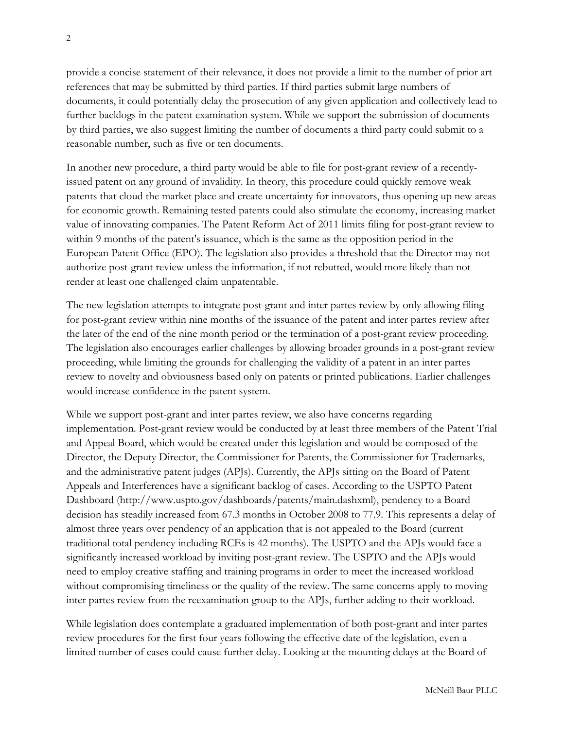provide a concise statement of their relevance, it does not provide a limit to the number of prior art references that may be submitted by third parties. If third parties submit large numbers of documents, it could potentially delay the prosecution of any given application and collectively lead to further backlogs in the patent examination system. While we support the submission of documents by third parties, we also suggest limiting the number of documents a third party could submit to a reasonable number, such as five or ten documents.

In another new procedure, a third party would be able to file for post-grant review of a recently-issued patent on any ground of invalidity. In theory, this procedure could quickly remove weak patents that cloud the market place and create uncertainty for innovators, thus opening up new areas for economic growth. Remaining tested patents could also stimulate the economy, increasing market value of innovating companies. The Patent Reform Act of 2011 limits filing for post-grant review to within 9 months of the patent's issuance, which is the same as the opposition period in the European Patent Office (EPO). The legislation also provides a threshold that the Director may not authorize post-grant review unless the information, if not rebutted, would more likely than not render at least one challenged claim unpatentable.

The new legislation attempts to integrate post-grant and inter partes review by only allowing filing for post-grant review within nine months of the issuance of the patent and inter partes review after the later of the end of the nine month period or the termination of a post-grant review proceeding. The legislation also encourages earlier challenges by allowing broader grounds in a post-grant review proceeding, while limiting the grounds for challenging the validity of a patent in an inter partes review to novelty and obviousness based only on patents or printed publications. Earlier challenges would increase confidence in the patent system.

While we support post-grant and inter partes review, we also have concerns regarding implementation. Post-grant review would be conducted by at least three members of the Patent Trial and Appeal Board, which would be created under this legislation and would be composed of the Director, the Deputy Director, the Commissioner for Patents, the Commissioner for Trademarks, and the administrative patent judges (APJs). Currently, the APJs sitting on the Board of Patent Appeals and Interferences have a significant backlog of cases. According to the USPTO Patent Dashboard (http://www.uspto.gov/dashboards/patents/main.dashxml), pendency to a Board decision has steadily increased from 67.3 months in October 2008 to 77.9. This represents a delay of almost three years over pendency of an application that is not appealed to the Board (current traditional total pendency including RCEs is 42 months). The USPTO and the APJs would face a significantly increased workload by inviting post-grant review. The USPTO and the APJs would need to employ creative staffing and training programs in order to meet the increased workload without compromising timeliness or the quality of the review. The same concerns apply to moving inter partes review from the reexamination group to the APJs, further adding to their workload.

While legislation does contemplate a graduated implementation of both post-grant and inter partes review procedures for the first four years following the effective date of the legislation, even a limited number of cases could cause further delay. Looking at the mounting delays at the Board of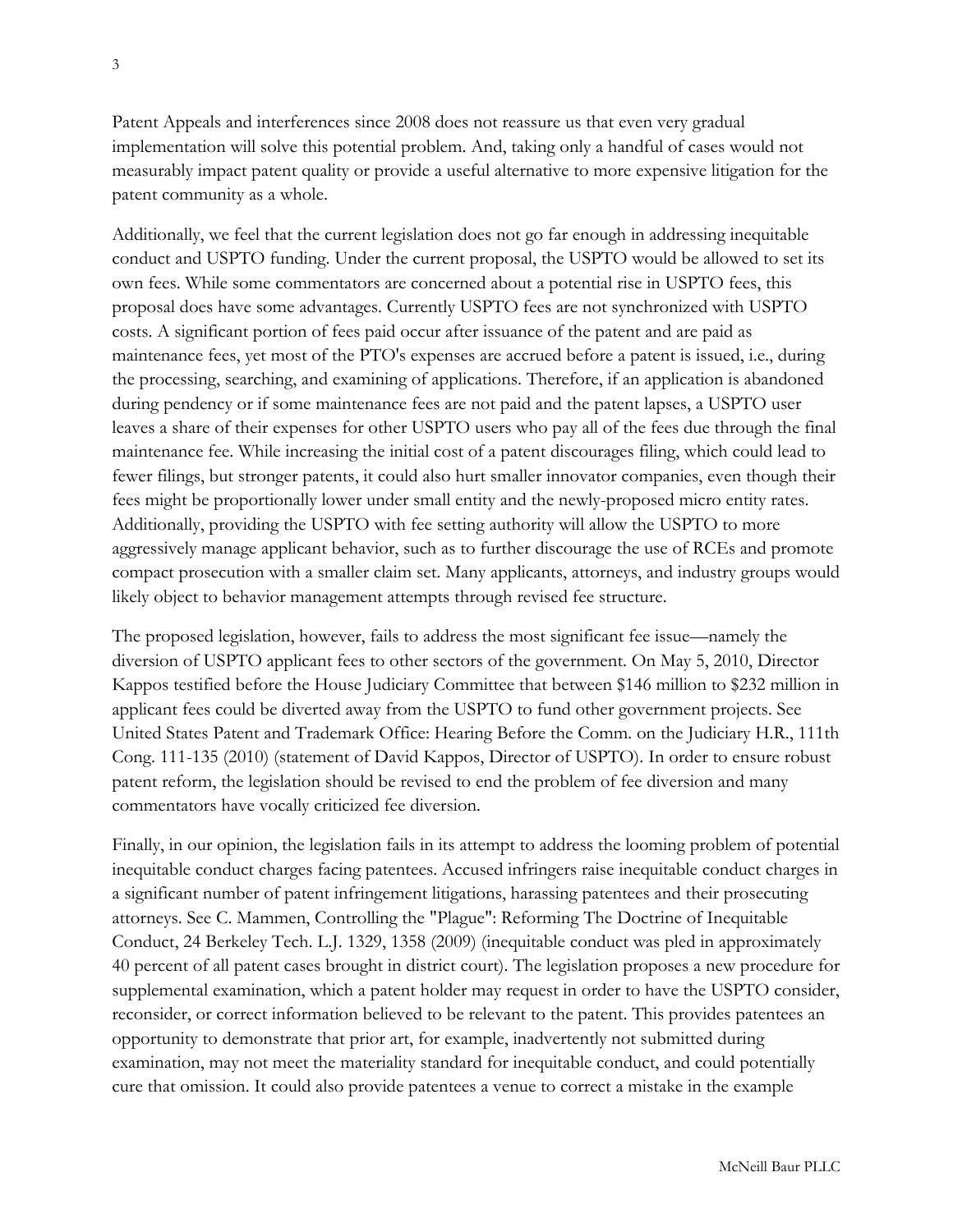Patent Appeals and interferences since 2008 does not reassure us that even very gradual implementation will solve this potential problem. And, taking only a handful of cases would not measurably impact patent quality or provide a useful alternative to more expensive litigation for the patent community as a whole.

Additionally, we feel that the current legislation does not go far enough in addressing inequitable conduct and USPTO funding. Under the current proposal, the USPTO would be allowed to set its own fees. While some commentators are concerned about a potential rise in USPTO fees, this proposal does have some advantages. Currently USPTO fees are not synchronized with USPTO costs. A significant portion of fees paid occur after issuance of the patent and are paid as maintenance fees, yet most of the PTO's expenses are accrued before a patent is issued, i.e., during the processing, searching, and examining of applications. Therefore, if an application is abandoned during pendency or if some maintenance fees are not paid and the patent lapses, a USPTO user leaves a share of their expenses for other USPTO users who pay all of the fees due through the final maintenance fee. While increasing the initial cost of a patent discourages filing, which could lead to fewer filings, but stronger patents, it could also hurt smaller innovator companies, even though their fees might be proportionally lower under small entity and the newly-proposed micro entity rates. Additionally, providing the USPTO with fee setting authority will allow the USPTO to more aggressively manage applicant behavior, such as to further discourage the use of RCEs and promote compact prosecution with a smaller claim set. Many applicants, attorneys, and industry groups would likely object to behavior management attempts through revised fee structure.

The proposed legislation, however, fails to address the most significant fee issue—namely the diversion of USPTO applicant fees to other sectors of the government. On May 5, 2010, Director Kappos testified before the House Judiciary Committee that between $146 million to $232 million in applicant fees could be diverted away from the USPTO to fund other government projects. See United States Patent and Trademark Office: Hearing Before the Comm. on the Judiciary H.R., 111th Cong. 111-135 (2010) (statement of David Kappos, Director of USPTO). In order to ensure robust patent reform, the legislation should be revised to end the problem of fee diversion and many commentators have vocally criticized fee diversion.

Finally, in our opinion, the legislation fails in its attempt to address the looming problem of potential inequitable conduct charges facing patentees. Accused infringers raise inequitable conduct charges in a significant number of patent infringement litigations, harassing patentees and their prosecuting attorneys. See C. Mammen, Controlling the "Plague": Reforming The Doctrine of Inequitable Conduct, 24 Berkeley Tech. L.J. 1329, 1358 (2009) (inequitable conduct was pled in approximately 40 percent of all patent cases brought in district court). The legislation proposes a new procedure for supplemental examination, which a patent holder may request in order to have the USPTO consider, reconsider, or correct information believed to be relevant to the patent. This provides patentees an opportunity to demonstrate that prior art, for example, inadvertently not submitted during examination, may not meet the materiality standard for inequitable conduct, and could potentially cure that omission. It could also provide patentees a venue to correct a mistake in the example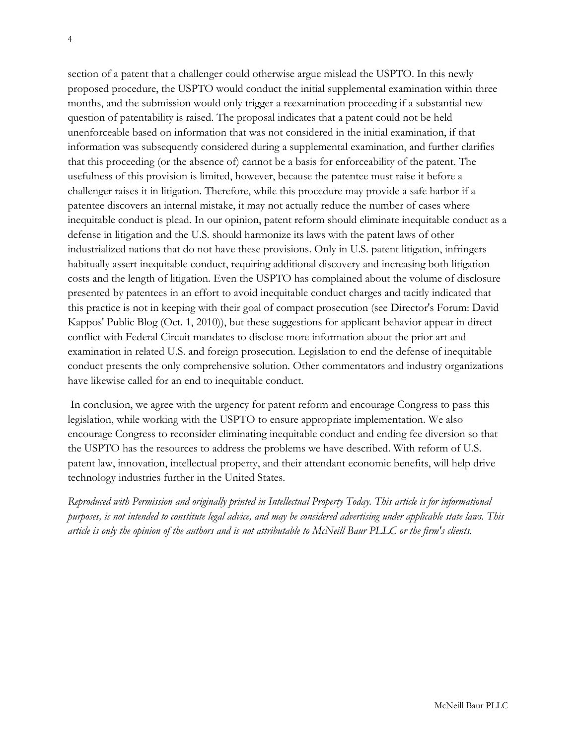section of a patent that a challenger could otherwise argue mislead the USPTO. In this newly proposed procedure, the USPTO would conduct the initial supplemental examination within three months, and the submission would only trigger a reexamination proceeding if a substantial new question of patentability is raised. The proposal indicates that a patent could not be held unenforceable based on information that was not considered in the initial examination, if that information was subsequently considered during a supplemental examination, and further clarifies that this proceeding (or the absence of) cannot be a basis for enforceability of the patent. The usefulness of this provision is limited, however, because the patentee must raise it before a challenger raises it in litigation. Therefore, while this procedure may provide a safe harbor if a patentee discovers an internal mistake, it may not actually reduce the number of cases where inequitable conduct is plead. In our opinion, patent reform should eliminate inequitable conduct as a defense in litigation and the U.S. should harmonize its laws with the patent laws of other industrialized nations that do not have these provisions. Only in U.S. patent litigation, infringers habitually assert inequitable conduct, requiring additional discovery and increasing both litigation costs and the length of litigation. Even the USPTO has complained about the volume of disclosure presented by patentees in an effort to avoid inequitable conduct charges and tacitly indicated that this practice is not in keeping with their goal of compact prosecution (see Director's Forum: David Kappos' Public Blog (Oct. 1, 2010)), but these suggestions for applicant behavior appear in direct conflict with Federal Circuit mandates to disclose more information about the prior art and examination in related U.S. and foreign prosecution. Legislation to end the defense of inequitable conduct presents the only comprehensive solution. Other commentators and industry organizations have likewise called for an end to inequitable conduct.

In conclusion, we agree with the urgency for patent reform and encourage Congress to pass this legislation, while working with the USPTO to ensure appropriate implementation. We also encourage Congress to reconsider eliminating inequitable conduct and ending fee diversion so that the USPTO has the resources to address the problems we have described. With reform of U.S. patent law, innovation, intellectual property, and their attendant economic benefits, will help drive technology industries further in the United States.

*Reproduced with Permission and originally printed in Intellectual Property Today. This article is for informational purposes, is not intended to constitute legal advice, and may be considered advertising under applicable state laws. This article is only the opinion of the authors and is not attributable to McNeill Baur PLLC or the firm's clients.*